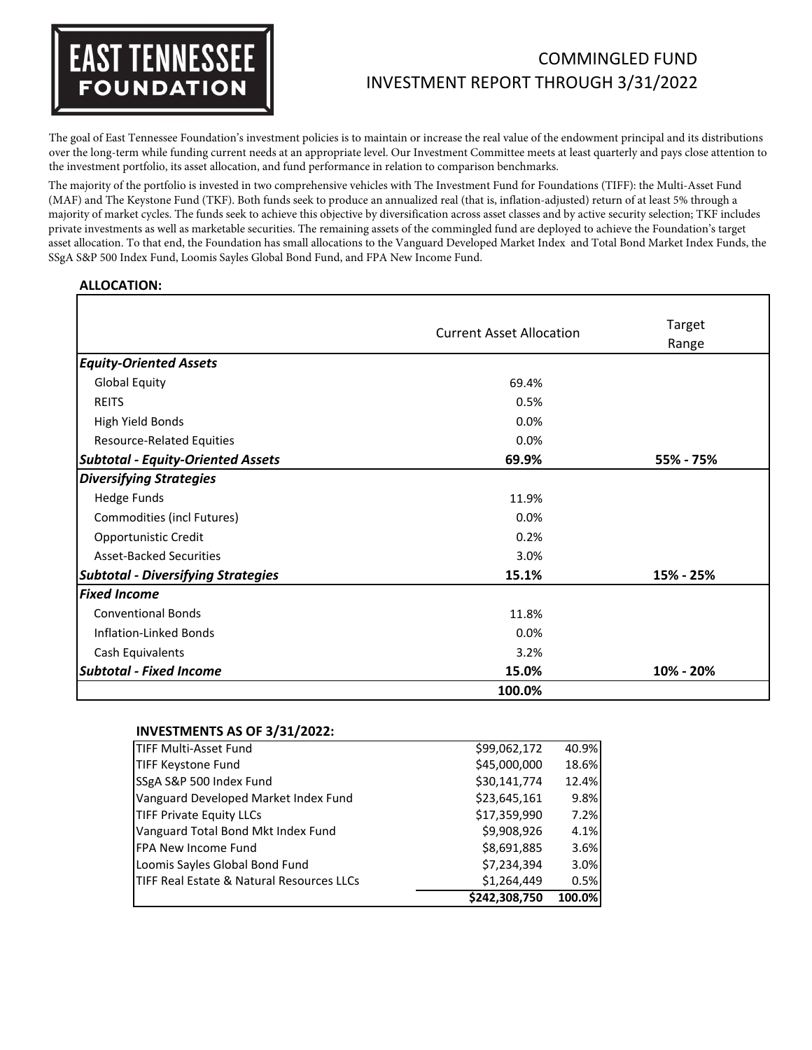# EAST TENNESSEE FOUNDATION

## COMMINGLED FUND
## INVESTMENT REPORT THROUGH 3/31/2022

The goal of East Tennessee Foundation's investment policies is to maintain or increase the real value of the endowment principal and its distributions over the long-term while funding current needs at an appropriate level. Our Investment Committee meets at least quarterly and pays close attention to the investment portfolio, its asset allocation, and fund performance in relation to comparison benchmarks.

The majority of the portfolio is invested in two comprehensive vehicles with The Investment Fund for Foundations (TIFF): the Multi-Asset Fund (MAF) and The Keystone Fund (TKF). Both funds seek to produce an annualized real (that is, inflation-adjusted) return of at least 5% through a majority of market cycles. The funds seek to achieve this objective by diversification across asset classes and by active security selection; TKF includes private investments as well as marketable securities. The remaining assets of the commingled fund are deployed to achieve the Foundation's target asset allocation. To that end, the Foundation has small allocations to the Vanguard Developed Market Index and Total Bond Market Index Funds, the SSgA S&P 500 Index Fund, Loomis Sayles Global Bond Fund, and FPA New Income Fund.

**ALLOCATION:**

| | Current Asset Allocation | Target Range |
|---|---|---|
| ***Equity-Oriented Assets*** | | |
| Global Equity | 69.4% | |
| REITS | 0.5% | |
| High Yield Bonds | 0.0% | |
| Resource-Related Equities | 0.0% | |
| ***Subtotal - Equity-Oriented Assets*** | **69.9%** | **55% - 75%** |
| ***Diversifying Strategies*** | | |
| Hedge Funds | 11.9% | |
| Commodities (incl Futures) | 0.0% | |
| Opportunistic Credit | 0.2% | |
| Asset-Backed Securities | 3.0% | |
| ***Subtotal - Diversifying Strategies*** | **15.1%** | **15% - 25%** |
| ***Fixed Income*** | | |
| Conventional Bonds | 11.8% | |
| Inflation-Linked Bonds | 0.0% | |
| Cash Equivalents | 3.2% | |
| ***Subtotal - Fixed Income*** | **15.0%** | **10% - 20%** |
| | **100.0%** | |

**INVESTMENTS AS OF 3/31/2022:**

| | | |
|---|---|---|
| TIFF Multi-Asset Fund | $99,062,172 | 40.9% |
| TIFF Keystone Fund | $45,000,000 | 18.6% |
| SSgA S&P 500 Index Fund | $30,141,774 | 12.4% |
| Vanguard Developed Market Index Fund | $23,645,161 | 9.8% |
| TIFF Private Equity LLCs | $17,359,990 | 7.2% |
| Vanguard Total Bond Mkt Index Fund | $9,908,926 | 4.1% |
| FPA New Income Fund | $8,691,885 | 3.6% |
| Loomis Sayles Global Bond Fund | $7,234,394 | 3.0% |
| TIFF Real Estate & Natural Resources LLCs | $1,264,449 | 0.5% |
| | **$242,308,750** | **100.0%** |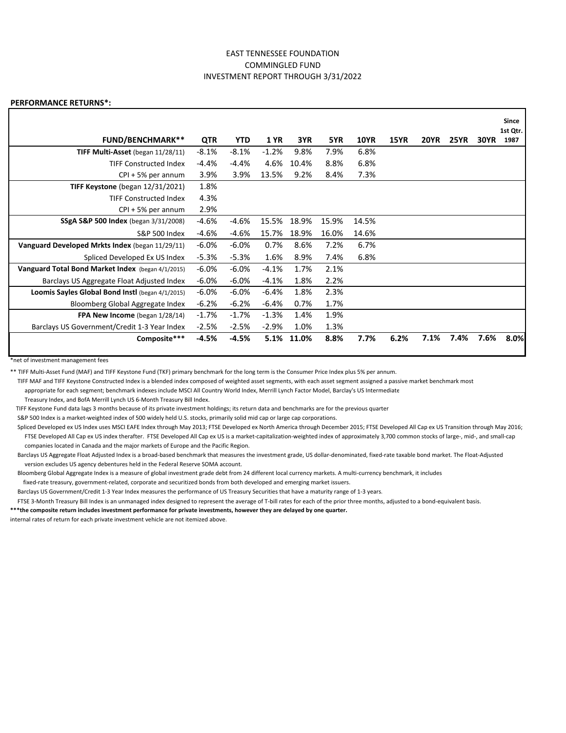EAST TENNESSEE FOUNDATION
COMMINGLED FUND
INVESTMENT REPORT THROUGH 3/31/2022

**PERFORMANCE RETURNS*:**

| FUND/BENCHMARK** | QTR | YTD | 1 YR | 3YR | 5YR | 10YR | 15YR | 20YR | 25YR | 30YR | Since 1st Qtr. 1987 |
|---|---|---|---|---|---|---|---|---|---|---|---|
| **TIFF Multi-Asset** (began 11/28/11) | -8.1% | -8.1% | -1.2% | 9.8% | 7.9% | 6.8% | | | | | |
| TIFF Constructed Index | -4.4% | -4.4% | 4.6% | 10.4% | 8.8% | 6.8% | | | | | |
| CPI + 5% per annum | 3.9% | 3.9% | 13.5% | 9.2% | 8.4% | 7.3% | | | | | |
| **TIFF Keystone** (began 12/31/2021) | 1.8% | | | | | | | | | | |
| TIFF Constructed Index | 4.3% | | | | | | | | | | |
| CPI + 5% per annum | 2.9% | | | | | | | | | | |
| **SSgA S&P 500 Index** (began 3/31/2008) | -4.6% | -4.6% | 15.5% | 18.9% | 15.9% | 14.5% | | | | | |
| S&P 500 Index | -4.6% | -4.6% | 15.7% | 18.9% | 16.0% | 14.6% | | | | | |
| **Vanguard Developed Mrkts Index** (began 11/29/11) | -6.0% | -6.0% | 0.7% | 8.6% | 7.2% | 6.7% | | | | | |
| Spliced Developed Ex US Index | -5.3% | -5.3% | 1.6% | 8.9% | 7.4% | 6.8% | | | | | |
| **Vanguard Total Bond Market Index** (began 4/1/2015) | -6.0% | -6.0% | -4.1% | 1.7% | 2.1% | | | | | | |
| Barclays US Aggregate Float Adjusted Index | -6.0% | -6.0% | -4.1% | 1.8% | 2.2% | | | | | | |
| **Loomis Sayles Global Bond Instl** (began 4/1/2015) | -6.0% | -6.0% | -6.4% | 1.8% | 2.3% | | | | | | |
| Bloomberg Global Aggregate Index | -6.2% | -6.2% | -6.4% | 0.7% | 1.7% | | | | | | |
| **FPA New Income** (began 1/28/14) | -1.7% | -1.7% | -1.3% | 1.4% | 1.9% | | | | | | |
| Barclays US Government/Credit 1-3 Year Index | -2.5% | -2.5% | -2.9% | 1.0% | 1.3% | | | | | | |
| **Composite*** ** | **-4.5%** | **-4.5%** | **5.1%** | **11.0%** | **8.8%** | **7.7%** | **6.2%** | **7.1%** | **7.4%** | **7.6%** | **8.0%** |

*net of investment management fees

** TIFF Multi-Asset Fund (MAF) and TIFF Keystone Fund (TKF) primary benchmark for the long term is the Consumer Price Index plus 5% per annum.

TIFF MAF and TIFF Keystone Constructed Index is a blended index composed of weighted asset segments, with each asset segment assigned a passive market benchmark most appropriate for each segment; benchmark indexes include MSCI All Country World Index, Merrill Lynch Factor Model, Barclay's US Intermediate Treasury Index, and BofA Merrill Lynch US 6-Month Treasury Bill Index.

TIFF Keystone Fund data lags 3 months because of its private investment holdings; its return data and benchmarks are for the previous quarter

S&P 500 Index is a market-weighted index of 500 widely held U.S. stocks, primarily solid mid cap or large cap corporations.

Spliced Developed ex US Index uses MSCI EAFE Index through May 2013; FTSE Developed ex North America through December 2015; FTSE Developed All Cap ex US Transition through May 2016; FTSE Developed All Cap ex US index therafter. FTSE Developed All Cap ex US is a market-capitalization-weighted index of approximately 3,700 common stocks of large-, mid-, and small-cap companies located in Canada and the major markets of Europe and the Pacific Region.

Barclays US Aggregate Float Adjusted Index is a broad-based benchmark that measures the investment grade, US dollar-denominated, fixed-rate taxable bond market. The Float-Adjusted version excludes US agency debentures held in the Federal Reserve SOMA account.

Bloomberg Global Aggregate Index is a measure of global investment grade debt from 24 different local currency markets. A multi-currency benchmark, it includes fixed-rate treasury, government-related, corporate and securitized bonds from both developed and emerging market issuers.

Barclays US Government/Credit 1-3 Year Index measures the performance of US Treasury Securities that have a maturity range of 1-3 years.

FTSE 3-Month Treasury Bill Index is an unmanaged index designed to represent the average of T-bill rates for each of the prior three months, adjusted to a bond-equivalent basis.

*****the composite return includes investment performance for private investments, however they are delayed by one quarter.**

internal rates of return for each private investment vehicle are not itemized above.